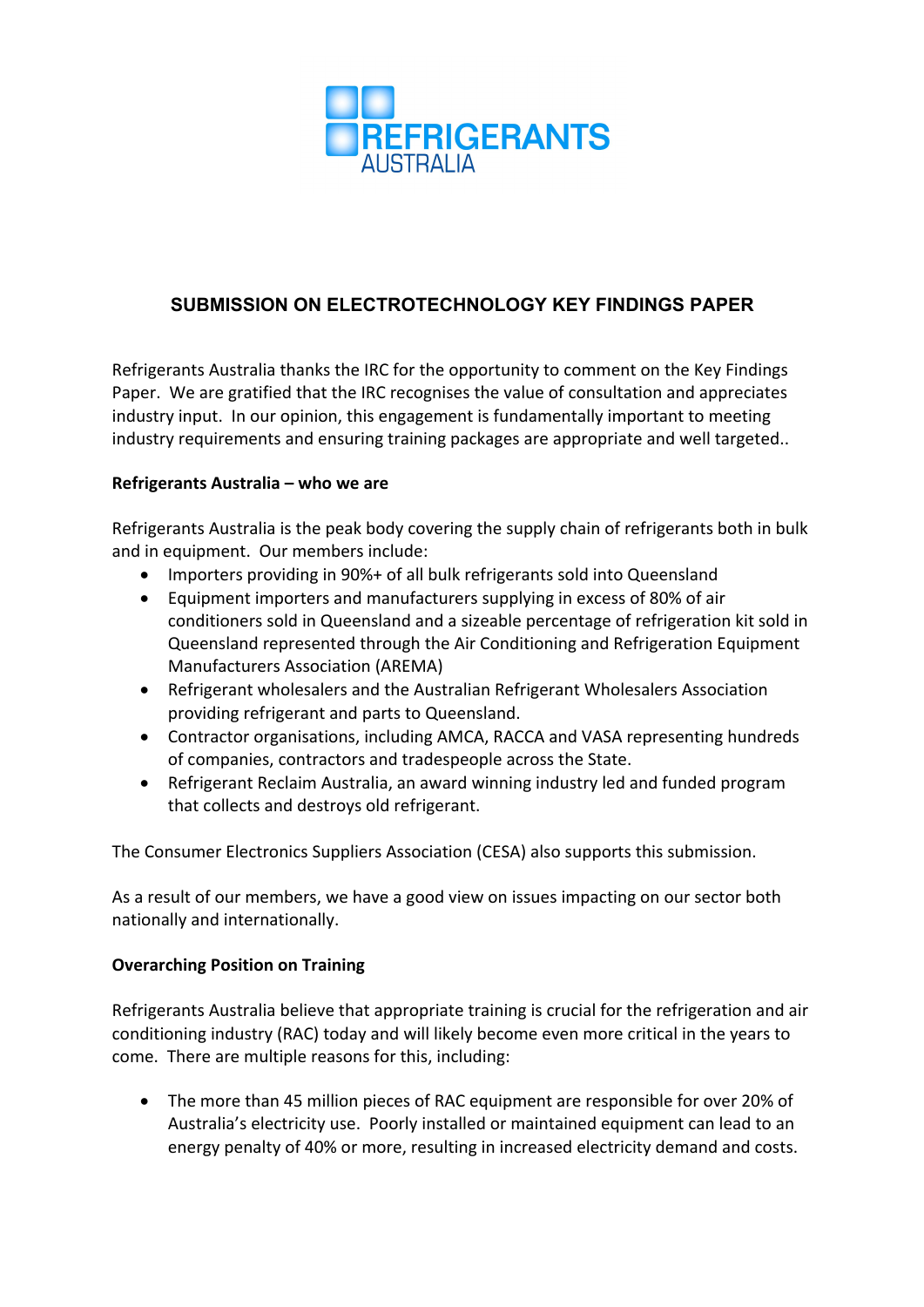REFRIGERANTS
AUSTRALIA

## SUBMISSION ON ELECTROTECHNOLOGY KEY FINDINGS PAPER

Refrigerants Australia thanks the IRC for the opportunity to comment on the Key Findings Paper. We are gratified that the IRC recognises the value of consultation and appreciates industry input. In our opinion, this engagement is fundamentally important to meeting industry requirements and ensuring training packages are appropriate and well targeted..

**Refrigerants Australia – who we are**

Refrigerants Australia is the peak body covering the supply chain of refrigerants both in bulk and in equipment. Our members include:

- Importers providing in 90%+ of all bulk refrigerants sold into Queensland
- Equipment importers and manufacturers supplying in excess of 80% of air conditioners sold in Queensland and a sizeable percentage of refrigeration kit sold in Queensland represented through the Air Conditioning and Refrigeration Equipment Manufacturers Association (AREMA)
- Refrigerant wholesalers and the Australian Refrigerant Wholesalers Association providing refrigerant and parts to Queensland.
- Contractor organisations, including AMCA, RACCA and VASA representing hundreds of companies, contractors and tradespeople across the State.
- Refrigerant Reclaim Australia, an award winning industry led and funded program that collects and destroys old refrigerant.

The Consumer Electronics Suppliers Association (CESA) also supports this submission.

As a result of our members, we have a good view on issues impacting on our sector both nationally and internationally.

**Overarching Position on Training**

Refrigerants Australia believe that appropriate training is crucial for the refrigeration and air conditioning industry (RAC) today and will likely become even more critical in the years to come. There are multiple reasons for this, including:

- The more than 45 million pieces of RAC equipment are responsible for over 20% of Australia's electricity use. Poorly installed or maintained equipment can lead to an energy penalty of 40% or more, resulting in increased electricity demand and costs.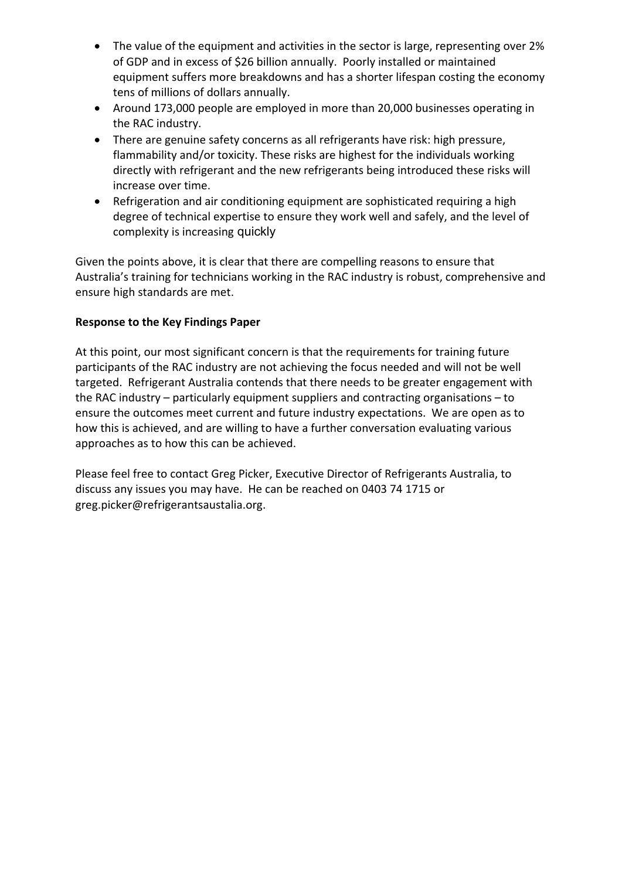- The value of the equipment and activities in the sector is large, representing over 2% of GDP and in excess of $26 billion annually. Poorly installed or maintained equipment suffers more breakdowns and has a shorter lifespan costing the economy tens of millions of dollars annually.
- Around 173,000 people are employed in more than 20,000 businesses operating in the RAC industry.
- There are genuine safety concerns as all refrigerants have risk: high pressure, flammability and/or toxicity. These risks are highest for the individuals working directly with refrigerant and the new refrigerants being introduced these risks will increase over time.
- Refrigeration and air conditioning equipment are sophisticated requiring a high degree of technical expertise to ensure they work well and safely, and the level of complexity is increasing quickly

Given the points above, it is clear that there are compelling reasons to ensure that Australia's training for technicians working in the RAC industry is robust, comprehensive and ensure high standards are met.

**Response to the Key Findings Paper**

At this point, our most significant concern is that the requirements for training future participants of the RAC industry are not achieving the focus needed and will not be well targeted. Refrigerant Australia contends that there needs to be greater engagement with the RAC industry – particularly equipment suppliers and contracting organisations – to ensure the outcomes meet current and future industry expectations. We are open as to how this is achieved, and are willing to have a further conversation evaluating various approaches as to how this can be achieved.

Please feel free to contact Greg Picker, Executive Director of Refrigerants Australia, to discuss any issues you may have. He can be reached on 0403 74 1715 or greg.picker@refrigerantsaustalia.org.